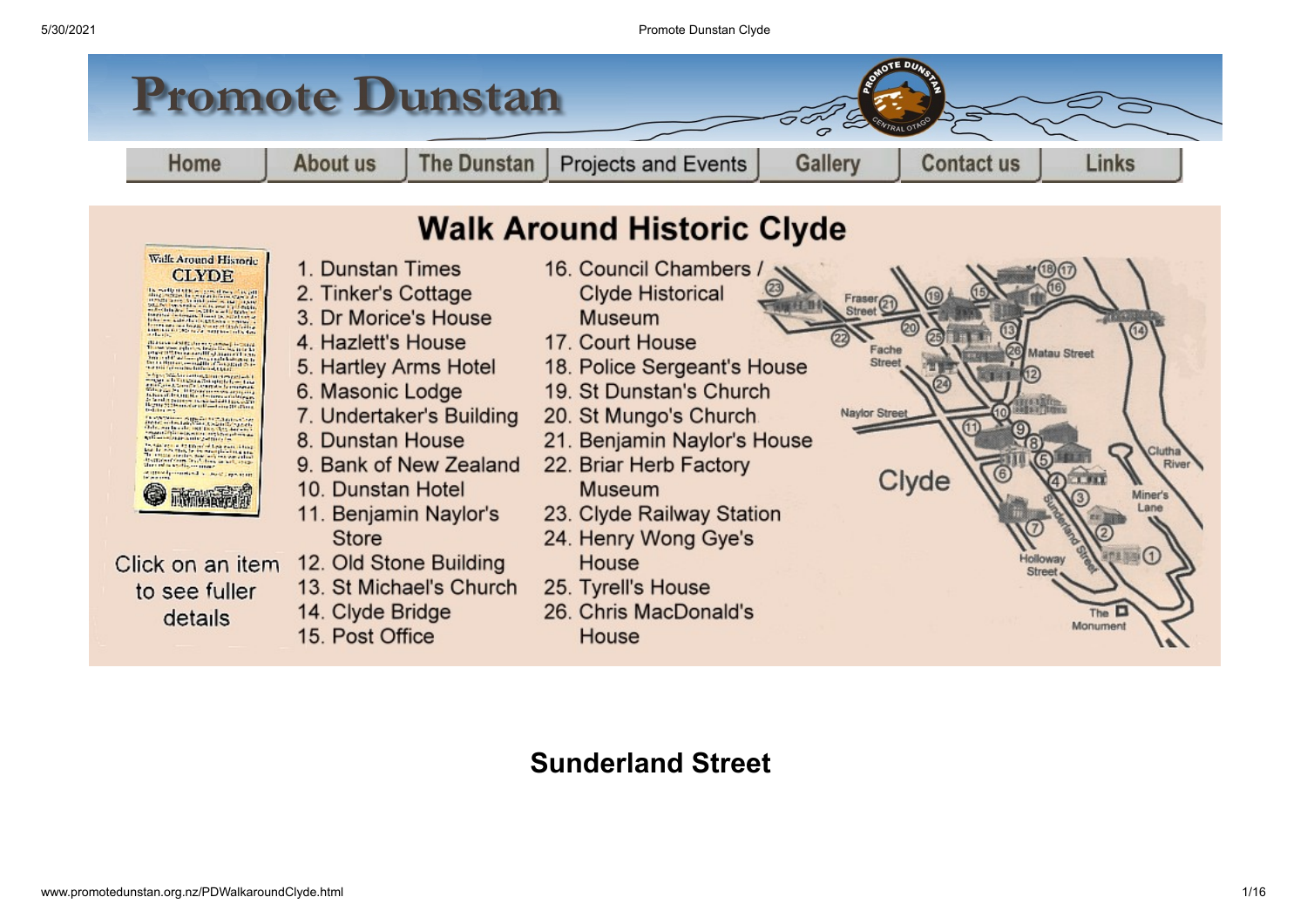# Promote Dunstan

Home | About us | The Dunstan | Projects and Events | Gallery | Contact us | Links

## Walk Around Historic Clyde

Click on an item to see fuller details

1. Dunstan Times
2. Tinker's Cottage
3. Dr Morice's House
4. Hazlett's House
5. Hartley Arms Hotel
6. Masonic Lodge
7. Undertaker's Building
8. Dunstan House
9. Bank of New Zealand
10. Dunstan Hotel
11. Benjamin Naylor's Store
12. Old Stone Building
13. St Michael's Church
14. Clyde Bridge
15. Post Office
16. Council Chambers / Clyde Historical Museum
17. Court House
18. Police Sergeant's House
19. St Dunstan's Church
20. St Mungo's Church
21. Benjamin Naylor's House
22. Briar Herb Factory Museum
23. Clyde Railway Station
24. Henry Wong Gye's House
25. Tyrell's House
26. Chris MacDonald's House

## Sunderland Street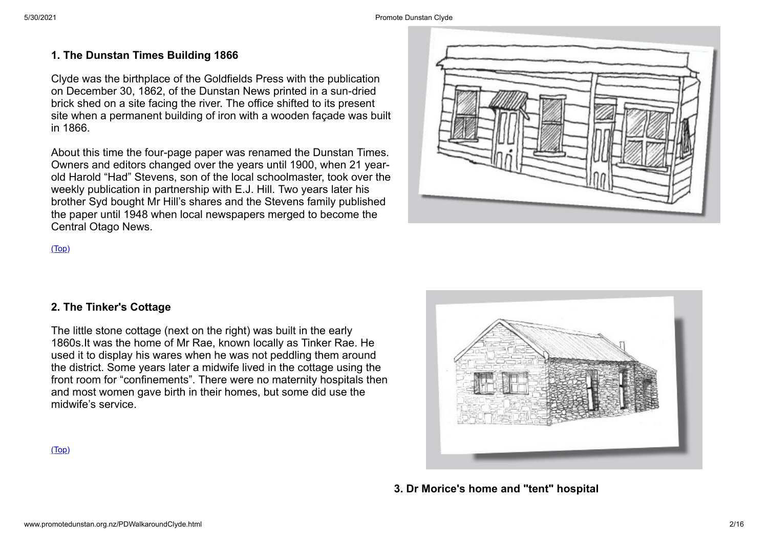### 1. The Dunstan Times Building 1866

Clyde was the birthplace of the Goldfields Press with the publication on December 30, 1862, of the Dunstan News printed in a sun-dried brick shed on a site facing the river. The office shifted to its present site when a permanent building of iron with a wooden façade was built in 1866.

About this time the four-page paper was renamed the Dunstan Times. Owners and editors changed over the years until 1900, when 21 year-old Harold “Had” Stevens, son of the local schoolmaster, took over the weekly publication in partnership with E.J. Hill. Two years later his brother Syd bought Mr Hill’s shares and the Stevens family published the paper until 1948 when local newspapers merged to become the Central Otago News.

(Top)

### 2. The Tinker's Cottage

The little stone cottage (next on the right) was built in the early 1860s.It was the home of Mr Rae, known locally as Tinker Rae. He used it to display his wares when he was not peddling them around the district. Some years later a midwife lived in the cottage using the front room for “confinements”. There were no maternity hospitals then and most women gave birth in their homes, but some did use the midwife’s service.

(Top)

### 3. Dr Morice's home and "tent" hospital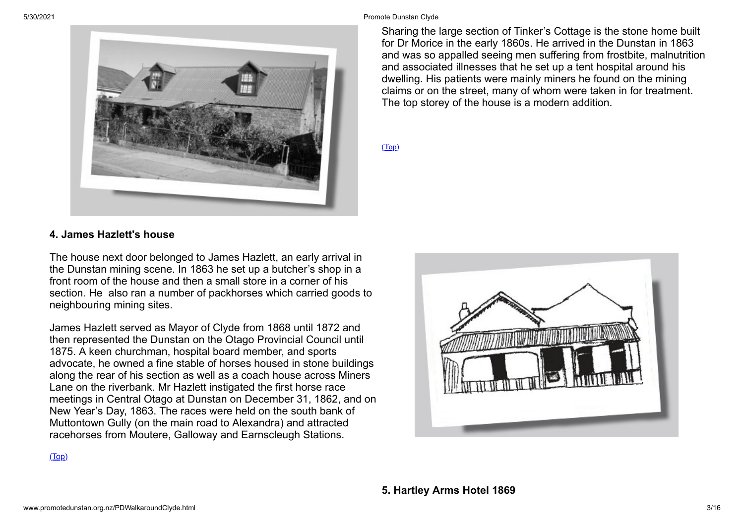Sharing the large section of Tinker's Cottage is the stone home built for Dr Morice in the early 1860s. He arrived in the Dunstan in 1863 and was so appalled seeing men suffering from frostbite, malnutrition and associated illnesses that he set up a tent hospital around his dwelling. His patients were mainly miners he found on the mining claims or on the street, many of whom were taken in for treatment. The top storey of the house is a modern addition.

(Top)

#### 4. James Hazlett's house

The house next door belonged to James Hazlett, an early arrival in the Dunstan mining scene. In 1863 he set up a butcher's shop in a front room of the house and then a small store in a corner of his section. He also ran a number of packhorses which carried goods to neighbouring mining sites.

James Hazlett served as Mayor of Clyde from 1868 until 1872 and then represented the Dunstan on the Otago Provincial Council until 1875. A keen churchman, hospital board member, and sports advocate, he owned a fine stable of horses housed in stone buildings along the rear of his section as well as a coach house across Miners Lane on the riverbank. Mr Hazlett instigated the first horse race meetings in Central Otago at Dunstan on December 31, 1862, and on New Year's Day, 1863. The races were held on the south bank of Muttontown Gully (on the main road to Alexandra) and attracted racehorses from Moutere, Galloway and Earnscleugh Stations.

(Top)

#### 5. Hartley Arms Hotel 1869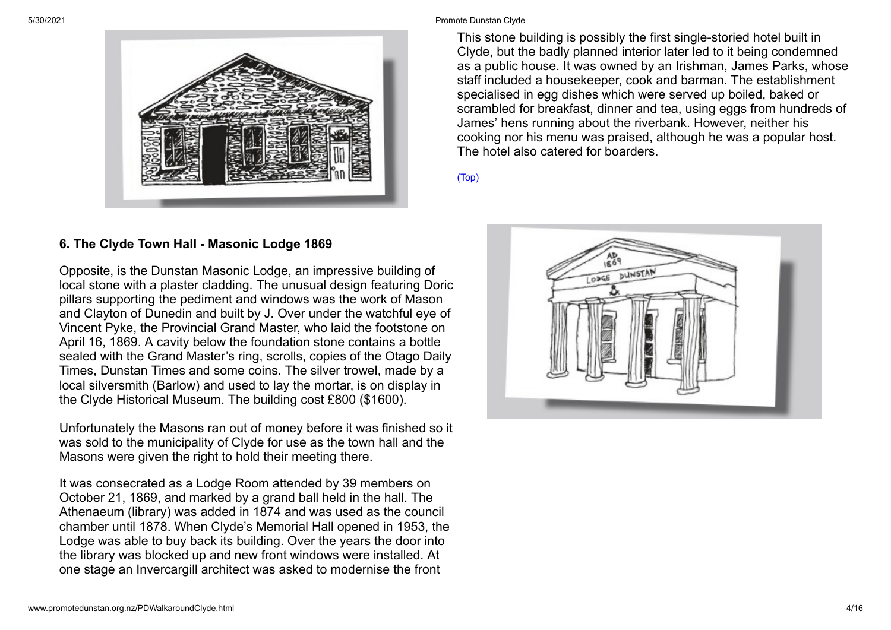This stone building is possibly the first single-storied hotel built in Clyde, but the badly planned interior later led to it being condemned as a public house. It was owned by an Irishman, James Parks, whose staff included a housekeeper, cook and barman. The establishment specialised in egg dishes which were served up boiled, baked or scrambled for breakfast, dinner and tea, using eggs from hundreds of James' hens running about the riverbank. However, neither his cooking nor his menu was praised, although he was a popular host. The hotel also catered for boarders.

(Top)

### 6. The Clyde Town Hall - Masonic Lodge 1869

Opposite, is the Dunstan Masonic Lodge, an impressive building of local stone with a plaster cladding. The unusual design featuring Doric pillars supporting the pediment and windows was the work of Mason and Clayton of Dunedin and built by J. Over under the watchful eye of Vincent Pyke, the Provincial Grand Master, who laid the footstone on April 16, 1869. A cavity below the foundation stone contains a bottle sealed with the Grand Master's ring, scrolls, copies of the Otago Daily Times, Dunstan Times and some coins. The silver trowel, made by a local silversmith (Barlow) and used to lay the mortar, is on display in the Clyde Historical Museum. The building cost £800 ($1600).

Unfortunately the Masons ran out of money before it was finished so it was sold to the municipality of Clyde for use as the town hall and the Masons were given the right to hold their meeting there.

It was consecrated as a Lodge Room attended by 39 members on October 21, 1869, and marked by a grand ball held in the hall. The Athenaeum (library) was added in 1874 and was used as the council chamber until 1878. When Clyde's Memorial Hall opened in 1953, the Lodge was able to buy back its building. Over the years the door into the library was blocked up and new front windows were installed. At one stage an Invercargill architect was asked to modernise the front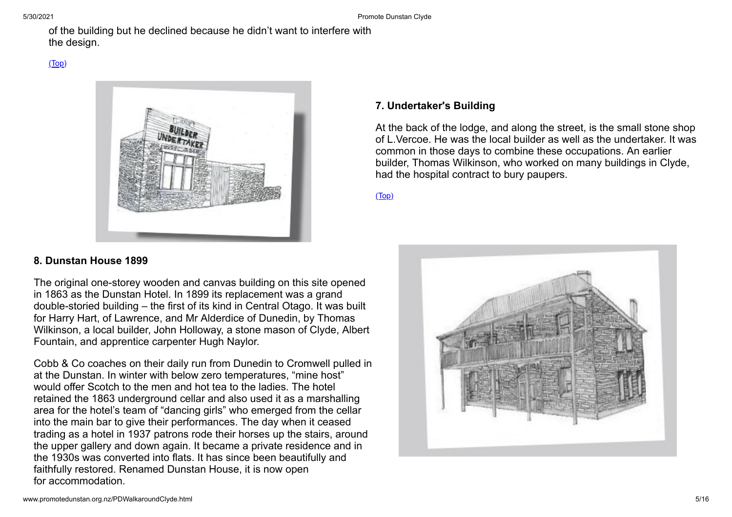of the building but he declined because he didn't want to interfere with the design.

(Top)

### 7. Undertaker's Building

At the back of the lodge, and along the street, is the small stone shop of L.Vercoe. He was the local builder as well as the undertaker. It was common in those days to combine these occupations. An earlier builder, Thomas Wilkinson, who worked on many buildings in Clyde, had the hospital contract to bury paupers.

(Top)

### 8. Dunstan House 1899

The original one-storey wooden and canvas building on this site opened in 1863 as the Dunstan Hotel. In 1899 its replacement was a grand double-storied building – the first of its kind in Central Otago. It was built for Harry Hart, of Lawrence, and Mr Alderdice of Dunedin, by Thomas Wilkinson, a local builder, John Holloway, a stone mason of Clyde, Albert Fountain, and apprentice carpenter Hugh Naylor.

Cobb & Co coaches on their daily run from Dunedin to Cromwell pulled in at the Dunstan. In winter with below zero temperatures, "mine host" would offer Scotch to the men and hot tea to the ladies. The hotel retained the 1863 underground cellar and also used it as a marshalling area for the hotel's team of "dancing girls" who emerged from the cellar into the main bar to give their performances. The day when it ceased trading as a hotel in 1937 patrons rode their horses up the stairs, around the upper gallery and down again. It became a private residence and in the 1930s was converted into flats. It has since been beautifully and faithfully restored. Renamed Dunstan House, it is now open for accommodation.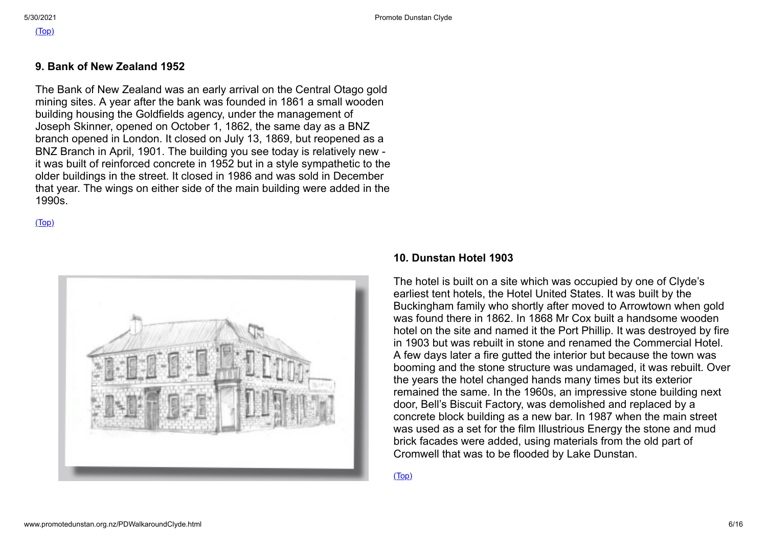(Top)

### 9. Bank of New Zealand 1952

The Bank of New Zealand was an early arrival on the Central Otago gold mining sites. A year after the bank was founded in 1861 a small wooden building housing the Goldfields agency, under the management of Joseph Skinner, opened on October 1, 1862, the same day as a BNZ branch opened in London. It closed on July 13, 1869, but reopened as a BNZ Branch in April, 1901. The building you see today is relatively new - it was built of reinforced concrete in 1952 but in a style sympathetic to the older buildings in the street. It closed in 1986 and was sold in December that year. The wings on either side of the main building were added in the 1990s.

(Top)

### 10. Dunstan Hotel 1903

The hotel is built on a site which was occupied by one of Clyde's earliest tent hotels, the Hotel United States. It was built by the Buckingham family who shortly after moved to Arrowtown when gold was found there in 1862. In 1868 Mr Cox built a handsome wooden hotel on the site and named it the Port Phillip. It was destroyed by fire in 1903 but was rebuilt in stone and renamed the Commercial Hotel. A few days later a fire gutted the interior but because the town was booming and the stone structure was undamaged, it was rebuilt. Over the years the hotel changed hands many times but its exterior remained the same. In the 1960s, an impressive stone building next door, Bell's Biscuit Factory, was demolished and replaced by a concrete block building as a new bar. In 1987 when the main street was used as a set for the film Illustrious Energy the stone and mud brick facades were added, using materials from the old part of Cromwell that was to be flooded by Lake Dunstan.

(Top)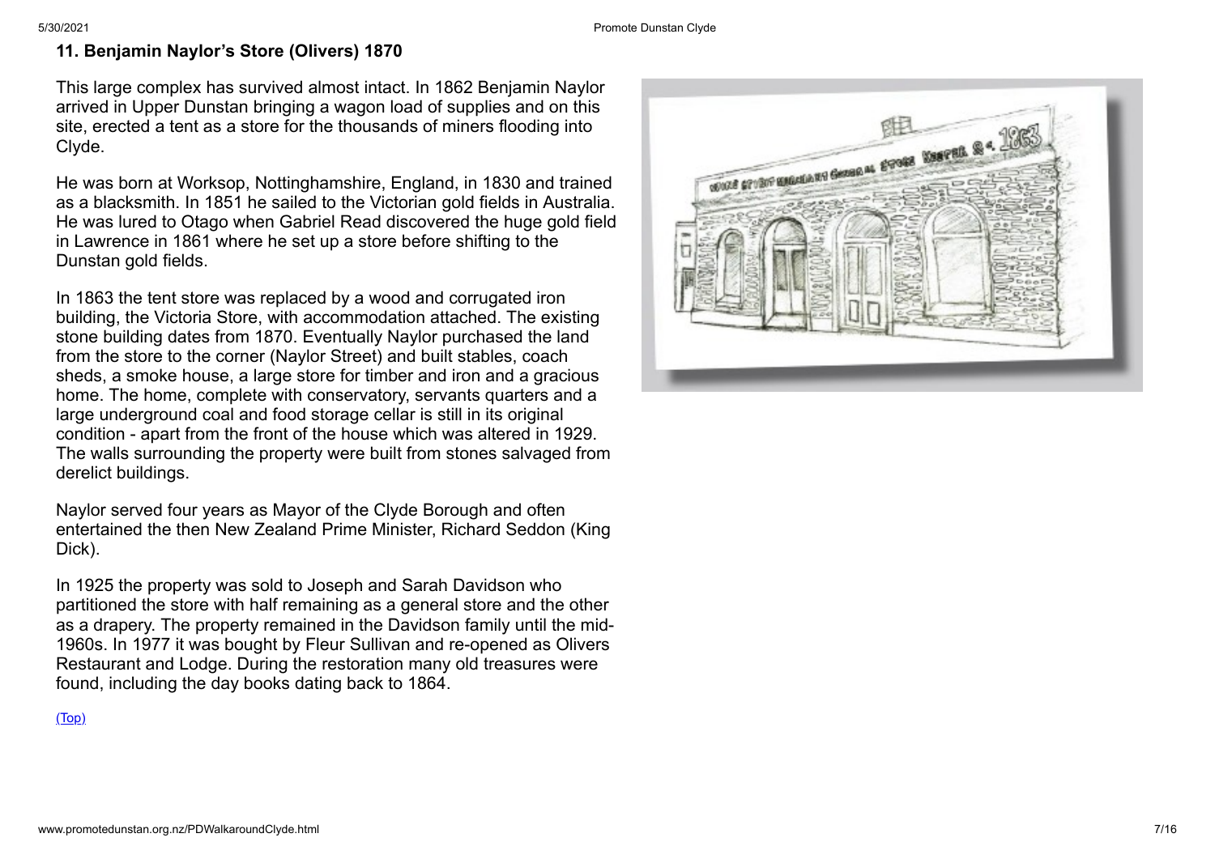### 11. Benjamin Naylor's Store (Olivers) 1870

This large complex has survived almost intact. In 1862 Benjamin Naylor arrived in Upper Dunstan bringing a wagon load of supplies and on this site, erected a tent as a store for the thousands of miners flooding into Clyde.

He was born at Worksop, Nottinghamshire, England, in 1830 and trained as a blacksmith. In 1851 he sailed to the Victorian gold fields in Australia. He was lured to Otago when Gabriel Read discovered the huge gold field in Lawrence in 1861 where he set up a store before shifting to the Dunstan gold fields.

In 1863 the tent store was replaced by a wood and corrugated iron building, the Victoria Store, with accommodation attached. The existing stone building dates from 1870. Eventually Naylor purchased the land from the store to the corner (Naylor Street) and built stables, coach sheds, a smoke house, a large store for timber and iron and a gracious home. The home, complete with conservatory, servants quarters and a large underground coal and food storage cellar is still in its original condition - apart from the front of the house which was altered in 1929. The walls surrounding the property were built from stones salvaged from derelict buildings.

Naylor served four years as Mayor of the Clyde Borough and often entertained the then New Zealand Prime Minister, Richard Seddon (King Dick).

In 1925 the property was sold to Joseph and Sarah Davidson who partitioned the store with half remaining as a general store and the other as a drapery. The property remained in the Davidson family until the mid-1960s. In 1977 it was bought by Fleur Sullivan and re-opened as Olivers Restaurant and Lodge. During the restoration many old treasures were found, including the day books dating back to 1864.

(Top)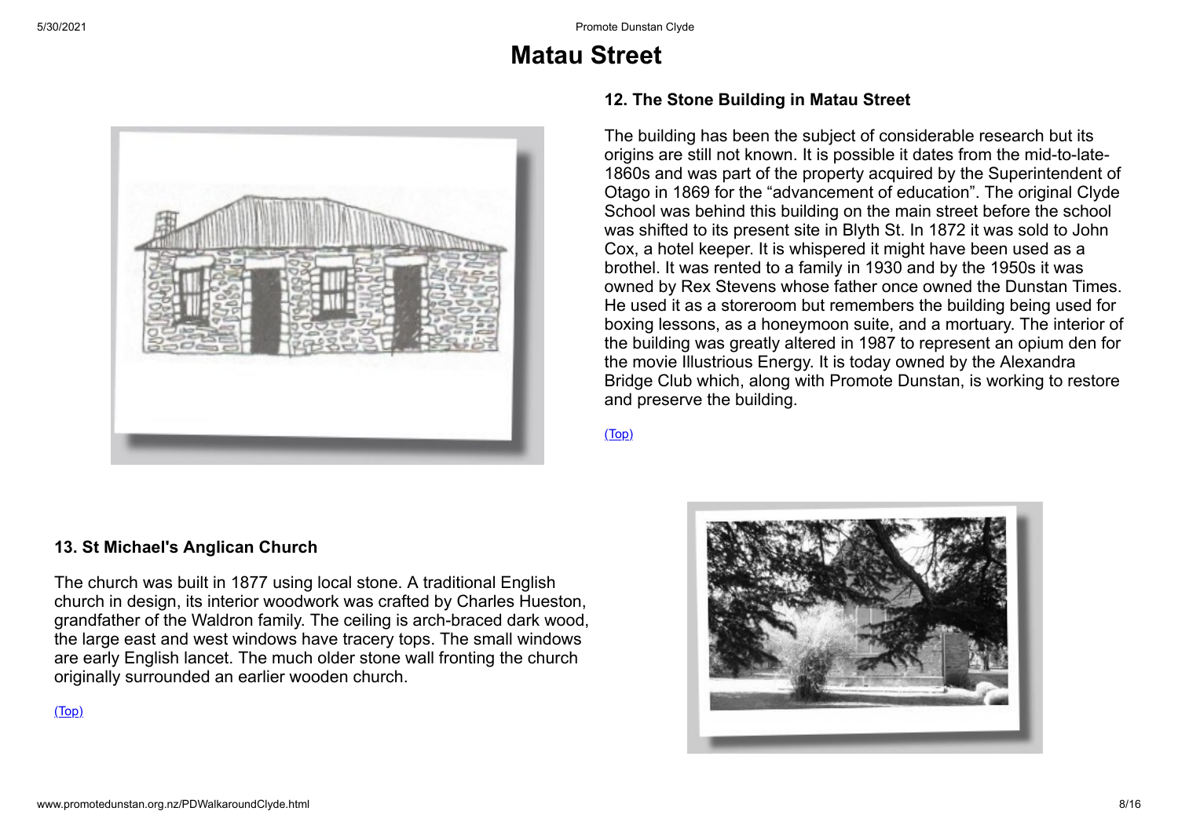# Matau Street

### 12. The Stone Building in Matau Street

The building has been the subject of considerable research but its origins are still not known. It is possible it dates from the mid-to-late-1860s and was part of the property acquired by the Superintendent of Otago in 1869 for the "advancement of education". The original Clyde School was behind this building on the main street before the school was shifted to its present site in Blyth St. In 1872 it was sold to John Cox, a hotel keeper. It is whispered it might have been used as a brothel. It was rented to a family in 1930 and by the 1950s it was owned by Rex Stevens whose father once owned the Dunstan Times. He used it as a storeroom but remembers the building being used for boxing lessons, as a honeymoon suite, and a mortuary. The interior of the building was greatly altered in 1987 to represent an opium den for the movie Illustrious Energy. It is today owned by the Alexandra Bridge Club which, along with Promote Dunstan, is working to restore and preserve the building.

(Top)

### 13. St Michael's Anglican Church

The church was built in 1877 using local stone. A traditional English church in design, its interior woodwork was crafted by Charles Hueston, grandfather of the Waldron family. The ceiling is arch-braced dark wood, the large east and west windows have tracery tops. The small windows are early English lancet. The much older stone wall fronting the church originally surrounded an earlier wooden church.

(Top)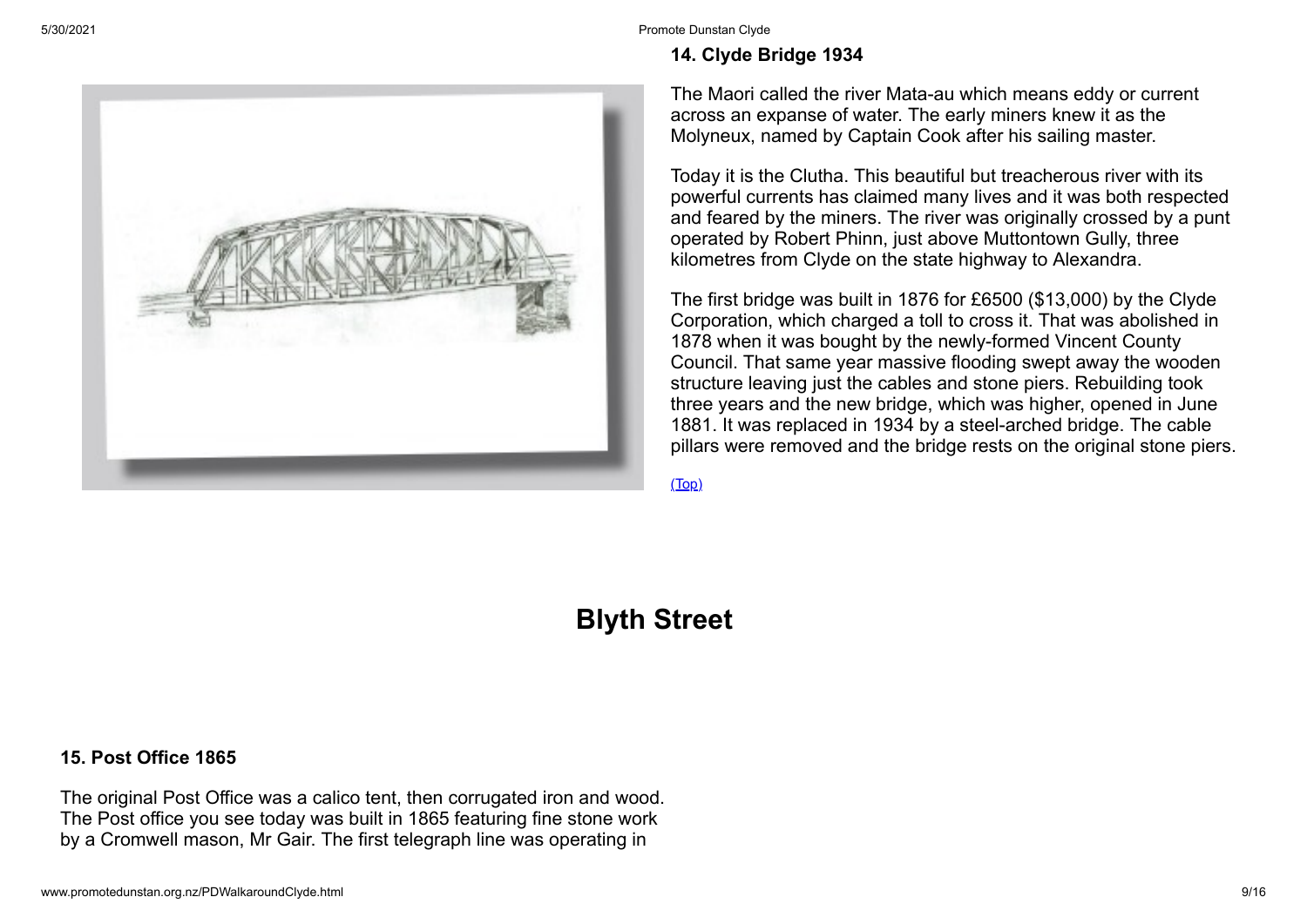**14. Clyde Bridge 1934**

The Maori called the river Mata-au which means eddy or current across an expanse of water. The early miners knew it as the Molyneux, named by Captain Cook after his sailing master.

Today it is the Clutha. This beautiful but treacherous river with its powerful currents has claimed many lives and it was both respected and feared by the miners. The river was originally crossed by a punt operated by Robert Phinn, just above Muttontown Gully, three kilometres from Clyde on the state highway to Alexandra.

The first bridge was built in 1876 for £6500 ($13,000) by the Clyde Corporation, which charged a toll to cross it. That was abolished in 1878 when it was bought by the newly-formed Vincent County Council. That same year massive flooding swept away the wooden structure leaving just the cables and stone piers. Rebuilding took three years and the new bridge, which was higher, opened in June 1881. It was replaced in 1934 by a steel-arched bridge. The cable pillars were removed and the bridge rests on the original stone piers.

(Top)

# Blyth Street

**15. Post Office 1865**

The original Post Office was a calico tent, then corrugated iron and wood. The Post office you see today was built in 1865 featuring fine stone work by a Cromwell mason, Mr Gair. The first telegraph line was operating in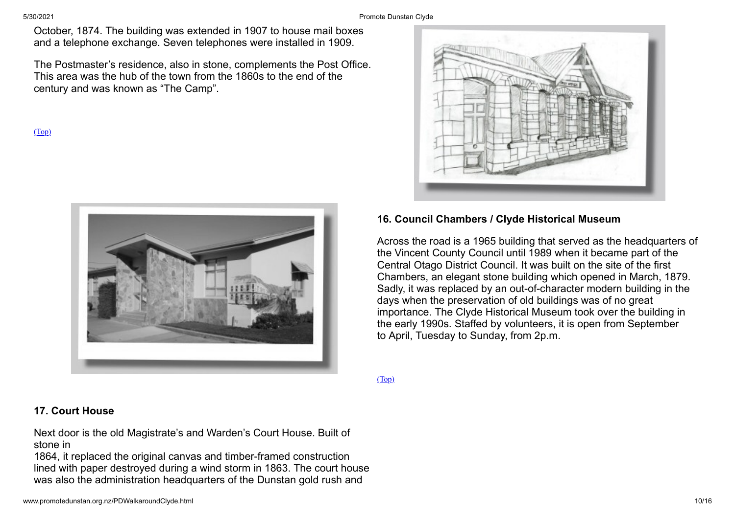October, 1874. The building was extended in 1907 to house mail boxes and a telephone exchange. Seven telephones were installed in 1909.

The Postmaster's residence, also in stone, complements the Post Office. This area was the hub of the town from the 1860s to the end of the century and was known as "The Camp".

(Top)

### 16. Council Chambers / Clyde Historical Museum

Across the road is a 1965 building that served as the headquarters of the Vincent County Council until 1989 when it became part of the Central Otago District Council. It was built on the site of the first Chambers, an elegant stone building which opened in March, 1879. Sadly, it was replaced by an out-of-character modern building in the days when the preservation of old buildings was of no great importance. The Clyde Historical Museum took over the building in the early 1990s. Staffed by volunteers, it is open from September to April, Tuesday to Sunday, from 2p.m.

(Top)

### 17. Court House

Next door is the old Magistrate's and Warden's Court House. Built of stone in
1864, it replaced the original canvas and timber-framed construction lined with paper destroyed during a wind storm in 1863. The court house was also the administration headquarters of the Dunstan gold rush and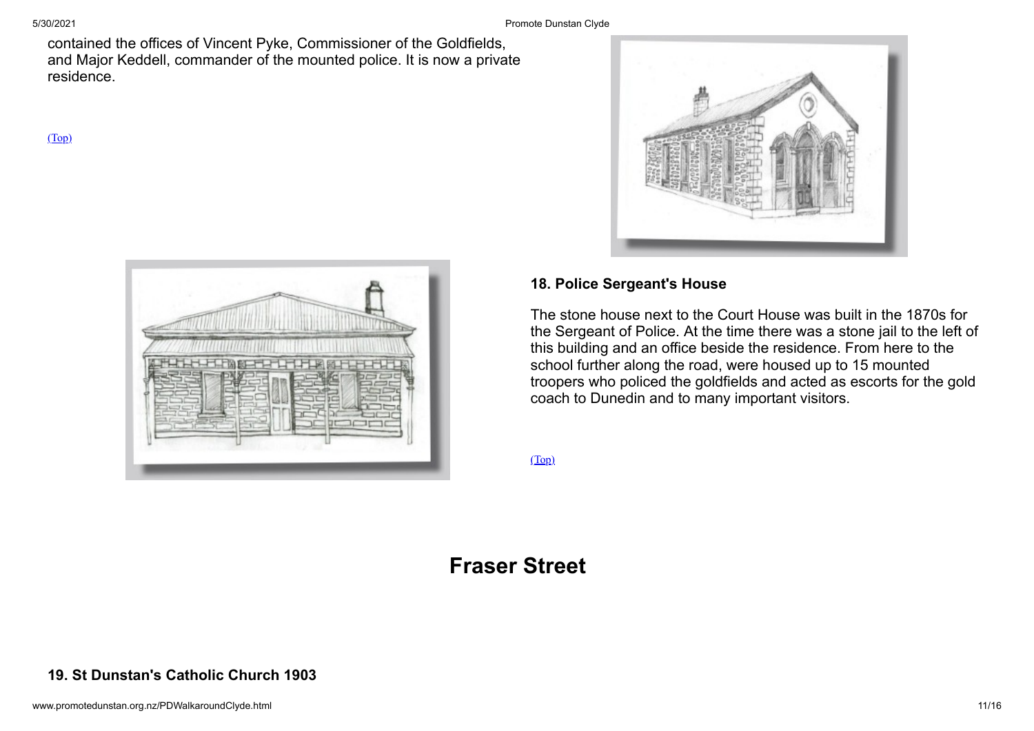contained the offices of Vincent Pyke, Commissioner of the Goldfields, and Major Keddell, commander of the mounted police. It is now a private residence.

(Top)

### 18. Police Sergeant's House

The stone house next to the Court House was built in the 1870s for the Sergeant of Police. At the time there was a stone jail to the left of this building and an office beside the residence. From here to the school further along the road, were housed up to 15 mounted troopers who policed the goldfields and acted as escorts for the gold coach to Dunedin and to many important visitors.

(Top)

## Fraser Street

### 19. St Dunstan's Catholic Church 1903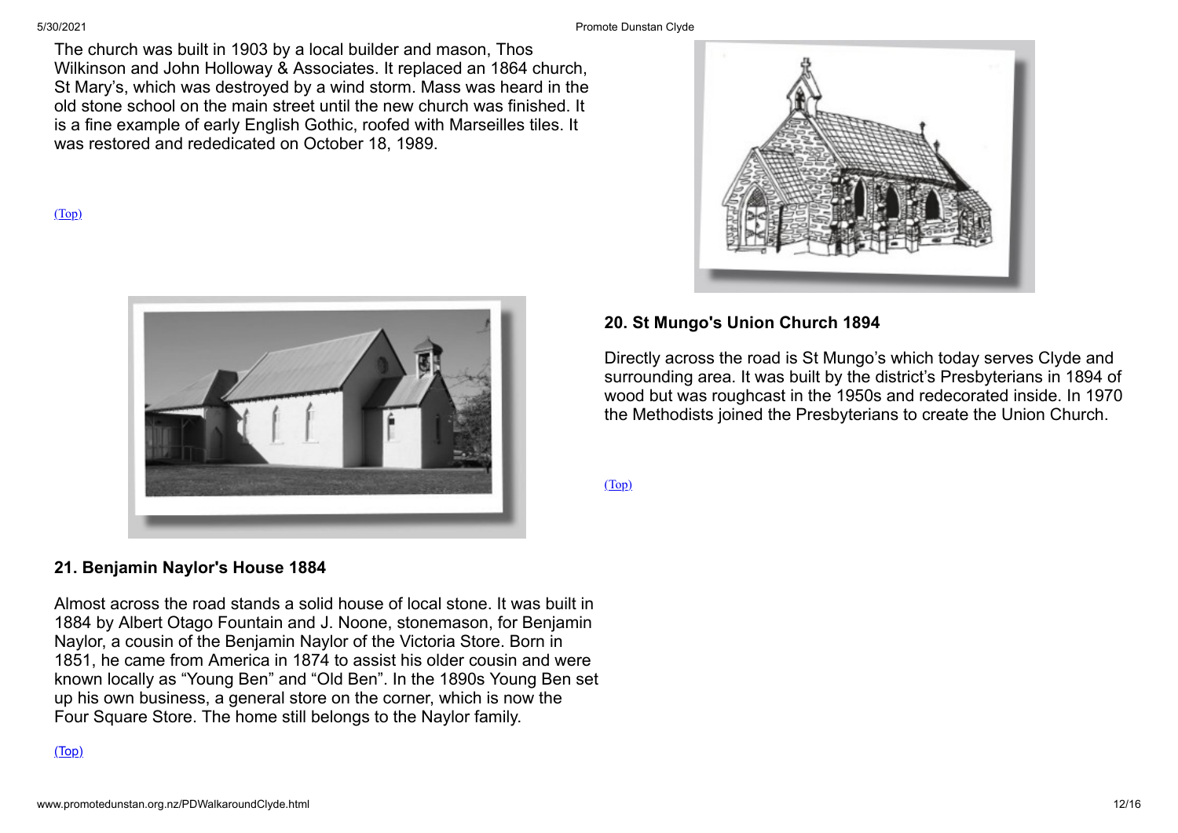The church was built in 1903 by a local builder and mason, Thos Wilkinson and John Holloway & Associates. It replaced an 1864 church, St Mary's, which was destroyed by a wind storm. Mass was heard in the old stone school on the main street until the new church was finished. It is a fine example of early English Gothic, roofed with Marseilles tiles. It was restored and rededicated on October 18, 1989.

(Top)

### 20. St Mungo's Union Church 1894

Directly across the road is St Mungo's which today serves Clyde and surrounding area. It was built by the district's Presbyterians in 1894 of wood but was roughcast in the 1950s and redecorated inside. In 1970 the Methodists joined the Presbyterians to create the Union Church.

(Top)

### 21. Benjamin Naylor's House 1884

Almost across the road stands a solid house of local stone. It was built in 1884 by Albert Otago Fountain and J. Noone, stonemason, for Benjamin Naylor, a cousin of the Benjamin Naylor of the Victoria Store. Born in 1851, he came from America in 1874 to assist his older cousin and were known locally as "Young Ben" and "Old Ben". In the 1890s Young Ben set up his own business, a general store on the corner, which is now the Four Square Store. The home still belongs to the Naylor family.

(Top)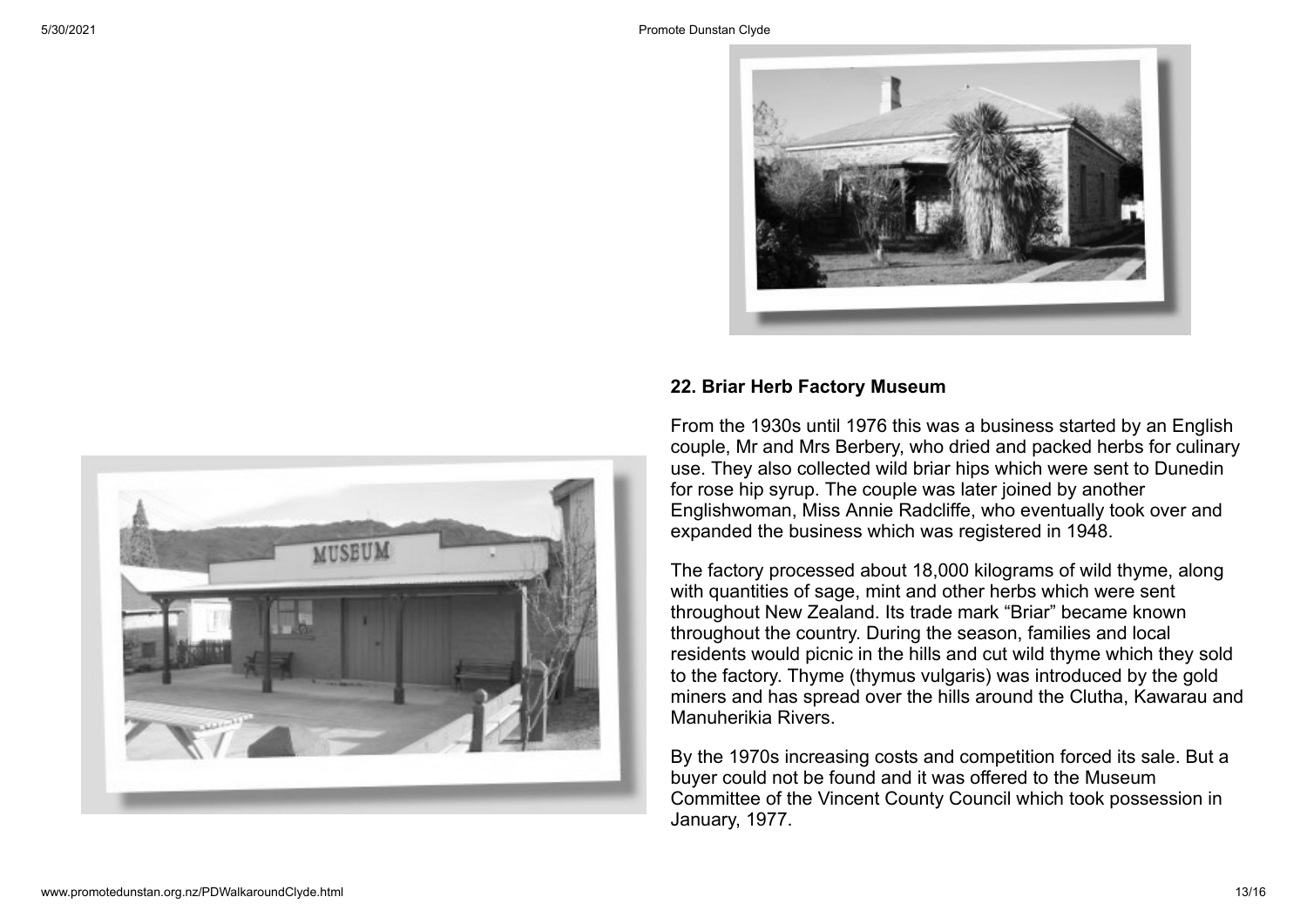### 22. Briar Herb Factory Museum

From the 1930s until 1976 this was a business started by an English couple, Mr and Mrs Berbery, who dried and packed herbs for culinary use. They also collected wild briar hips which were sent to Dunedin for rose hip syrup. The couple was later joined by another Englishwoman, Miss Annie Radcliffe, who eventually took over and expanded the business which was registered in 1948.

The factory processed about 18,000 kilograms of wild thyme, along with quantities of sage, mint and other herbs which were sent throughout New Zealand. Its trade mark "Briar" became known throughout the country. During the season, families and local residents would picnic in the hills and cut wild thyme which they sold to the factory. Thyme (thymus vulgaris) was introduced by the gold miners and has spread over the hills around the Clutha, Kawarau and Manuherikia Rivers.

By the 1970s increasing costs and competition forced its sale. But a buyer could not be found and it was offered to the Museum Committee of the Vincent County Council which took possession in January, 1977.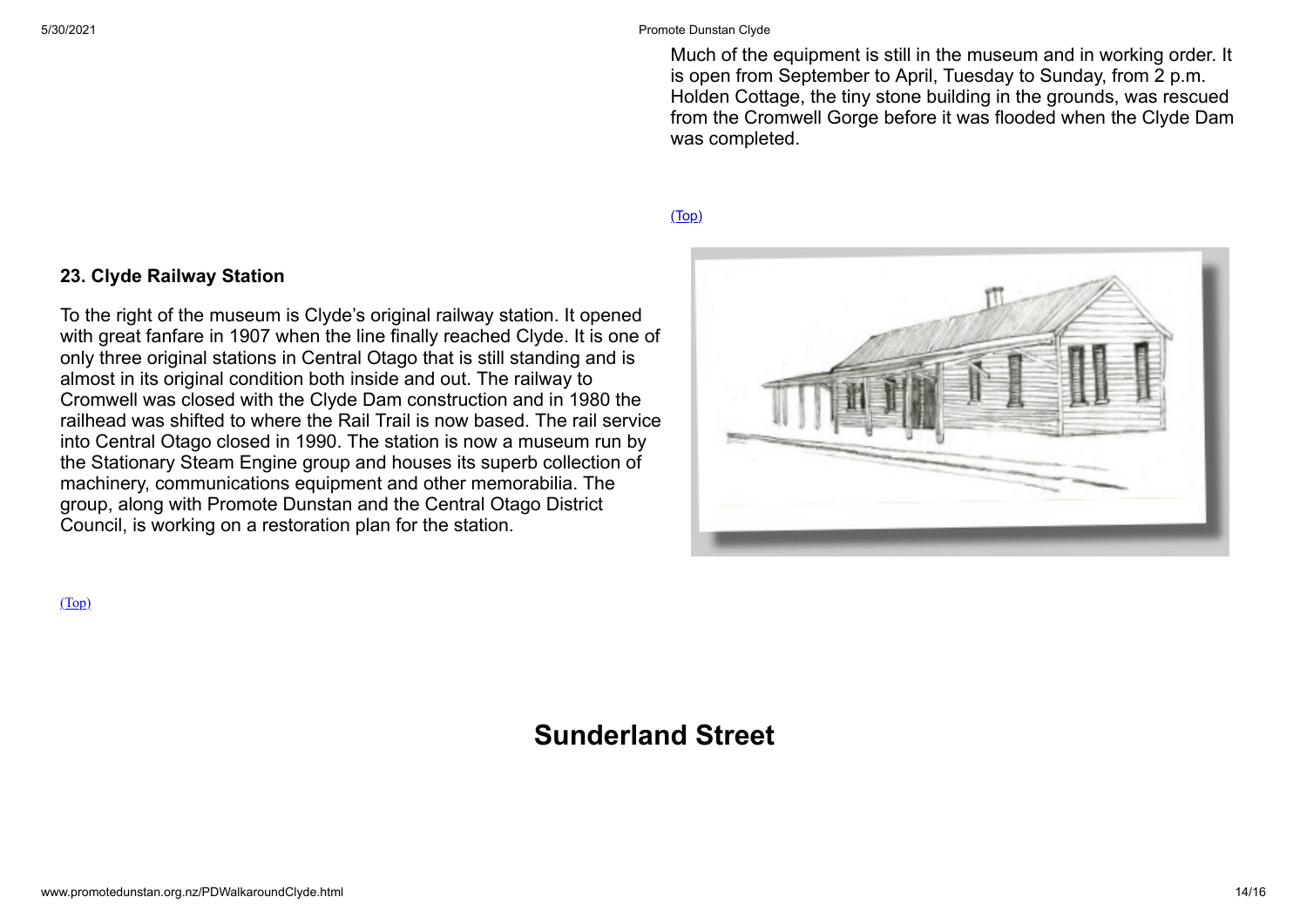Much of the equipment is still in the museum and in working order. It is open from September to April, Tuesday to Sunday, from 2 p.m. Holden Cottage, the tiny stone building in the grounds, was rescued from the Cromwell Gorge before it was flooded when the Clyde Dam was completed.

(Top)

**23. Clyde Railway Station**

To the right of the museum is Clyde's original railway station. It opened with great fanfare in 1907 when the line finally reached Clyde. It is one of only three original stations in Central Otago that is still standing and is almost in its original condition both inside and out. The railway to Cromwell was closed with the Clyde Dam construction and in 1980 the railhead was shifted to where the Rail Trail is now based. The rail service into Central Otago closed in 1990. The station is now a museum run by the Stationary Steam Engine group and houses its superb collection of machinery, communications equipment and other memorabilia. The group, along with Promote Dunstan and the Central Otago District Council, is working on a restoration plan for the station.

(Top)

# Sunderland Street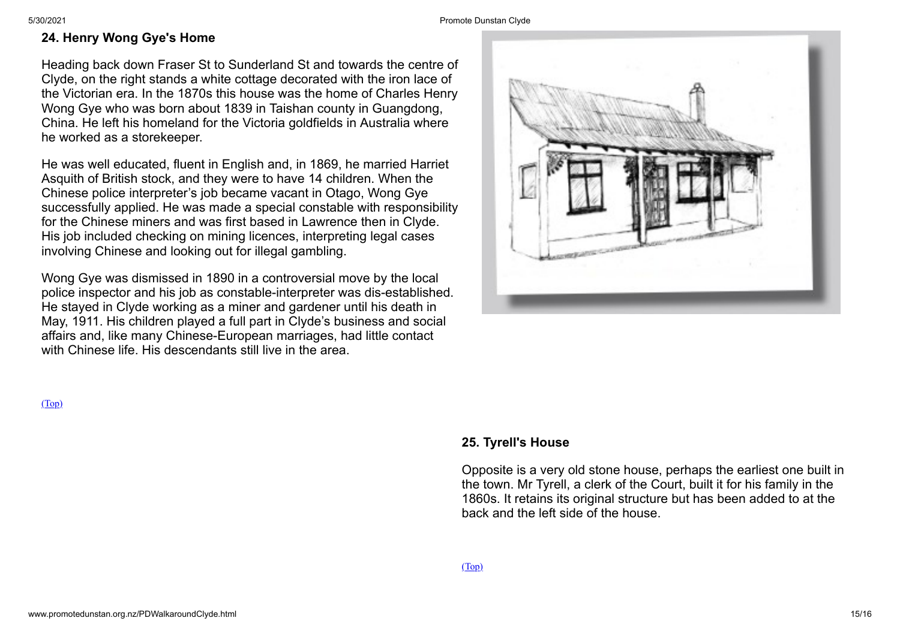## 24. Henry Wong Gye's Home

Heading back down Fraser St to Sunderland St and towards the centre of Clyde, on the right stands a white cottage decorated with the iron lace of the Victorian era. In the 1870s this house was the home of Charles Henry Wong Gye who was born about 1839 in Taishan county in Guangdong, China. He left his homeland for the Victoria goldfields in Australia where he worked as a storekeeper.

He was well educated, fluent in English and, in 1869, he married Harriet Asquith of British stock, and they were to have 14 children. When the Chinese police interpreter's job became vacant in Otago, Wong Gye successfully applied. He was made a special constable with responsibility for the Chinese miners and was first based in Lawrence then in Clyde. His job included checking on mining licences, interpreting legal cases involving Chinese and looking out for illegal gambling.

Wong Gye was dismissed in 1890 in a controversial move by the local police inspector and his job as constable-interpreter was dis-established. He stayed in Clyde working as a miner and gardener until his death in May, 1911. His children played a full part in Clyde's business and social affairs and, like many Chinese-European marriages, had little contact with Chinese life. His descendants still live in the area.

(Top)

## 25. Tyrell's House

Opposite is a very old stone house, perhaps the earliest one built in the town. Mr Tyrell, a clerk of the Court, built it for his family in the 1860s. It retains its original structure but has been added to at the back and the left side of the house.

(Top)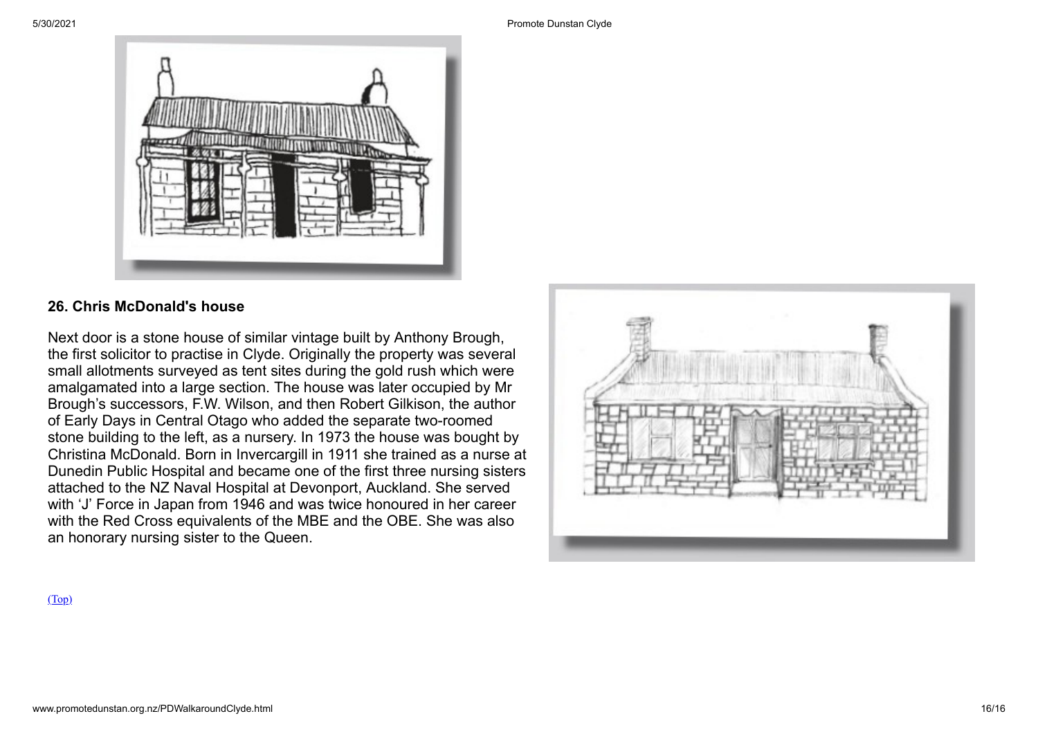## 26. Chris McDonald's house

Next door is a stone house of similar vintage built by Anthony Brough, the first solicitor to practise in Clyde. Originally the property was several small allotments surveyed as tent sites during the gold rush which were amalgamated into a large section. The house was later occupied by Mr Brough's successors, F.W. Wilson, and then Robert Gilkison, the author of Early Days in Central Otago who added the separate two-roomed stone building to the left, as a nursery. In 1973 the house was bought by Christina McDonald. Born in Invercargill in 1911 she trained as a nurse at Dunedin Public Hospital and became one of the first three nursing sisters attached to the NZ Naval Hospital at Devonport, Auckland. She served with 'J' Force in Japan from 1946 and was twice honoured in her career with the Red Cross equivalents of the MBE and the OBE. She was also an honorary nursing sister to the Queen.

(Top)